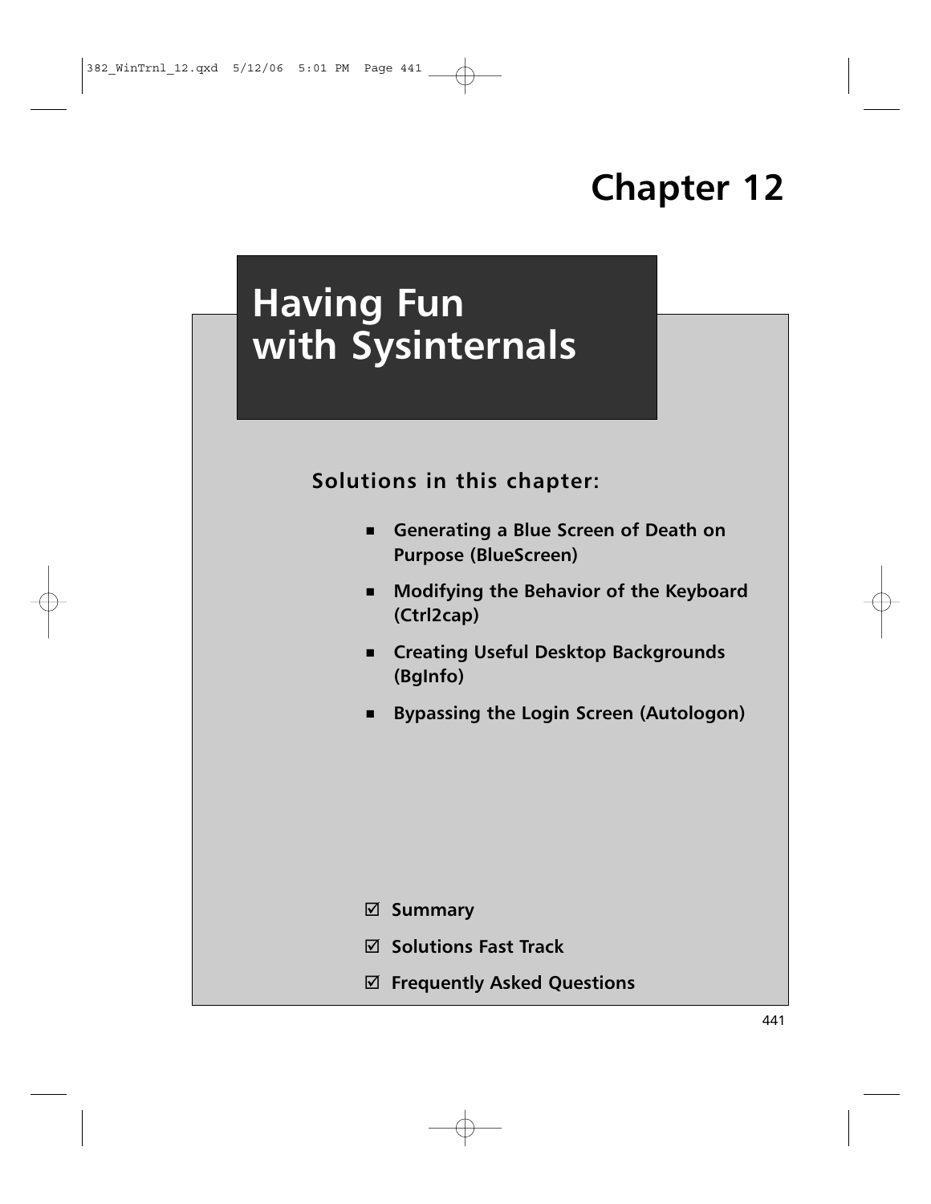# Chapter 12

# Having Fun with Sysinternals

## Solutions in this chapter:

- **Generating a Blue Screen of Death on Purpose (BlueScreen)**
- **Modifying the Behavior of the Keyboard (Ctrl2cap)**
- **Creating Useful Desktop Backgrounds (BgInfo)**
- **Bypassing the Login Screen (Autologon)**

☑ **Summary**

☑ **Solutions Fast Track**

☑ **Frequently Asked Questions**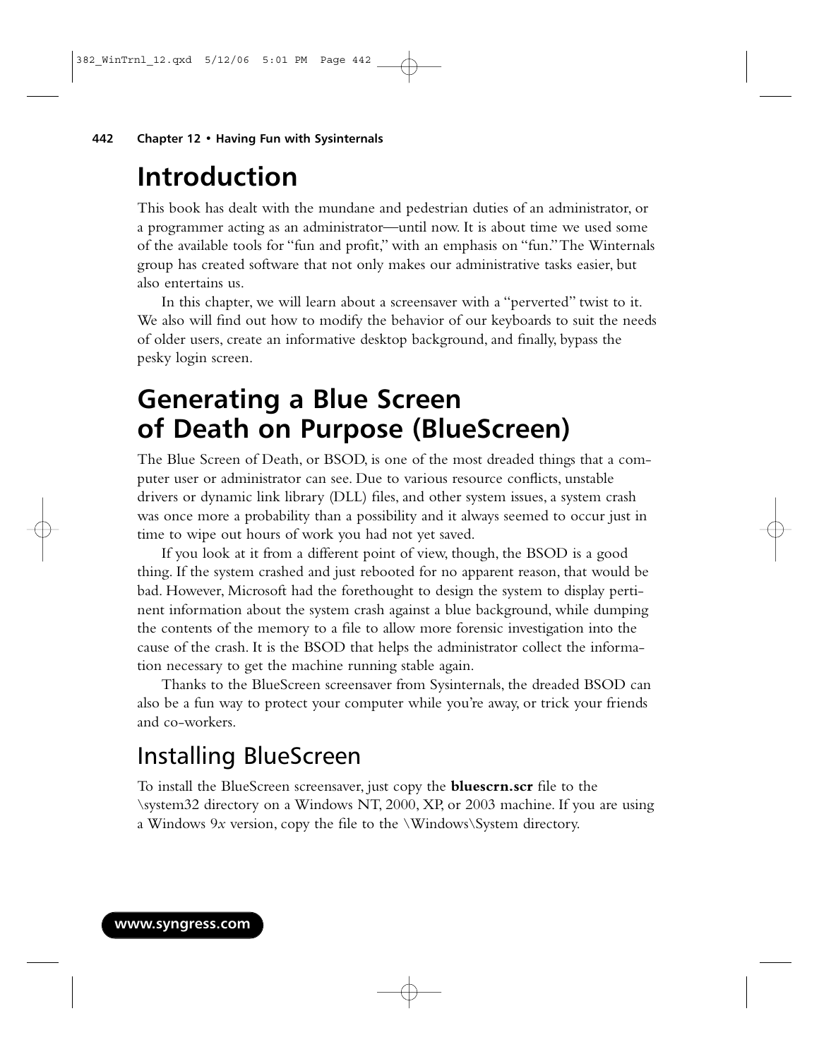# Introduction

This book has dealt with the mundane and pedestrian duties of an administrator, or a programmer acting as an administrator—until now. It is about time we used some of the available tools for "fun and profit," with an emphasis on "fun." The Winternals group has created software that not only makes our administrative tasks easier, but also entertains us.

In this chapter, we will learn about a screensaver with a "perverted" twist to it. We also will find out how to modify the behavior of our keyboards to suit the needs of older users, create an informative desktop background, and finally, bypass the pesky login screen.

# Generating a Blue Screen of Death on Purpose (BlueScreen)

The Blue Screen of Death, or BSOD, is one of the most dreaded things that a computer user or administrator can see. Due to various resource conflicts, unstable drivers or dynamic link library (DLL) files, and other system issues, a system crash was once more a probability than a possibility and it always seemed to occur just in time to wipe out hours of work you had not yet saved.

If you look at it from a different point of view, though, the BSOD is a good thing. If the system crashed and just rebooted for no apparent reason, that would be bad. However, Microsoft had the forethought to design the system to display pertinent information about the system crash against a blue background, while dumping the contents of the memory to a file to allow more forensic investigation into the cause of the crash. It is the BSOD that helps the administrator collect the information necessary to get the machine running stable again.

Thanks to the BlueScreen screensaver from Sysinternals, the dreaded BSOD can also be a fun way to protect your computer while you're away, or trick your friends and co-workers.

## Installing BlueScreen

To install the BlueScreen screensaver, just copy the **bluescrn.scr** file to the \system32 directory on a Windows NT, 2000, XP, or 2003 machine. If you are using a Windows 9*x* version, copy the file to the \Windows\System directory.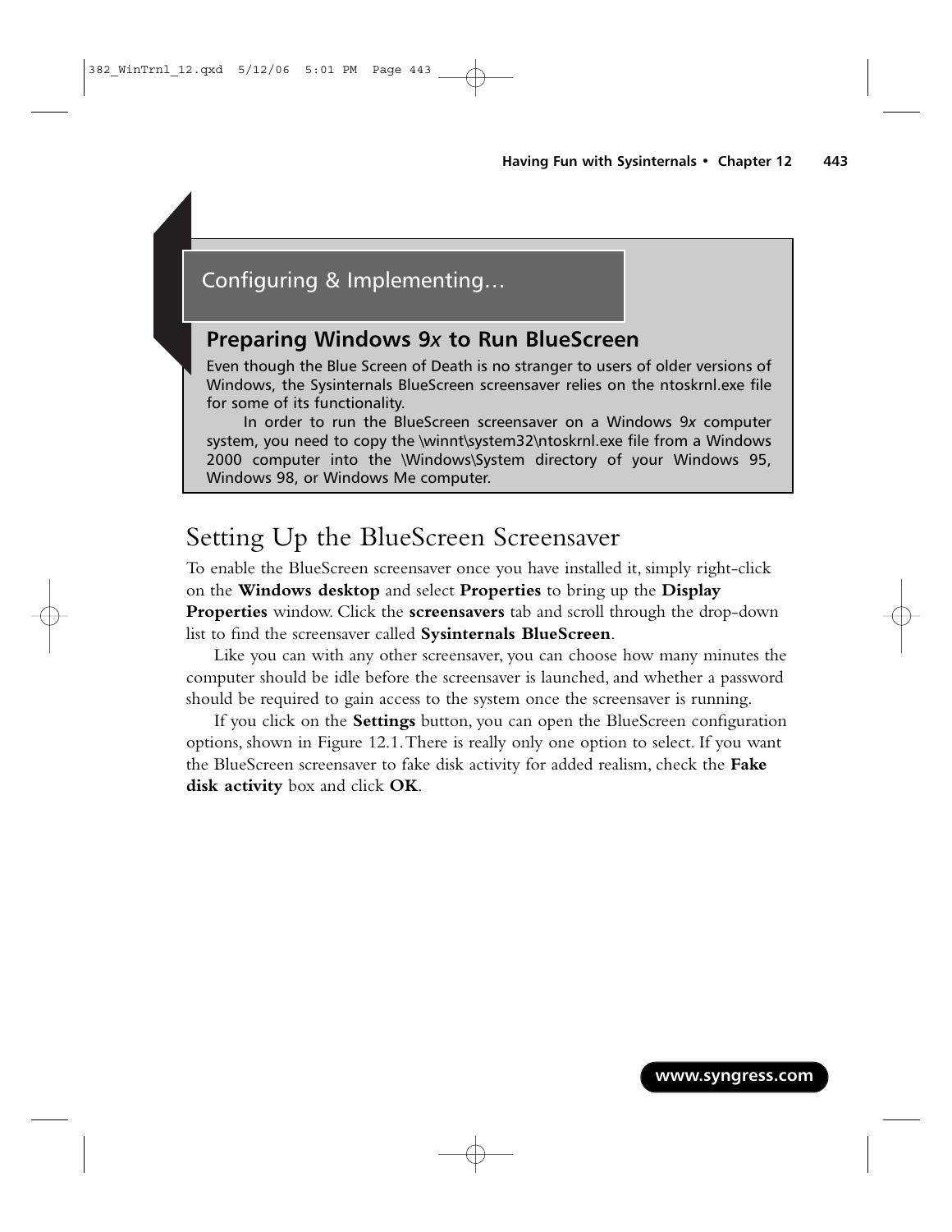## Configuring & Implementing…

### Preparing Windows 9*x* to Run BlueScreen

Even though the Blue Screen of Death is no stranger to users of older versions of Windows, the Sysinternals BlueScreen screensaver relies on the ntoskrnl.exe file for some of its functionality.

In order to run the BlueScreen screensaver on a Windows 9*x* computer system, you need to copy the \winnt\system32\ntoskrnl.exe file from a Windows 2000 computer into the \Windows\System directory of your Windows 95, Windows 98, or Windows Me computer.

# Setting Up the BlueScreen Screensaver

To enable the BlueScreen screensaver once you have installed it, simply right-click on the **Windows desktop** and select **Properties** to bring up the **Display Properties** window. Click the **screensavers** tab and scroll through the drop-down list to find the screensaver called **Sysinternals BlueScreen**.

Like you can with any other screensaver, you can choose how many minutes the computer should be idle before the screensaver is launched, and whether a password should be required to gain access to the system once the screensaver is running.

If you click on the **Settings** button, you can open the BlueScreen configuration options, shown in Figure 12.1. There is really only one option to select. If you want the BlueScreen screensaver to fake disk activity for added realism, check the **Fake disk activity** box and click **OK**.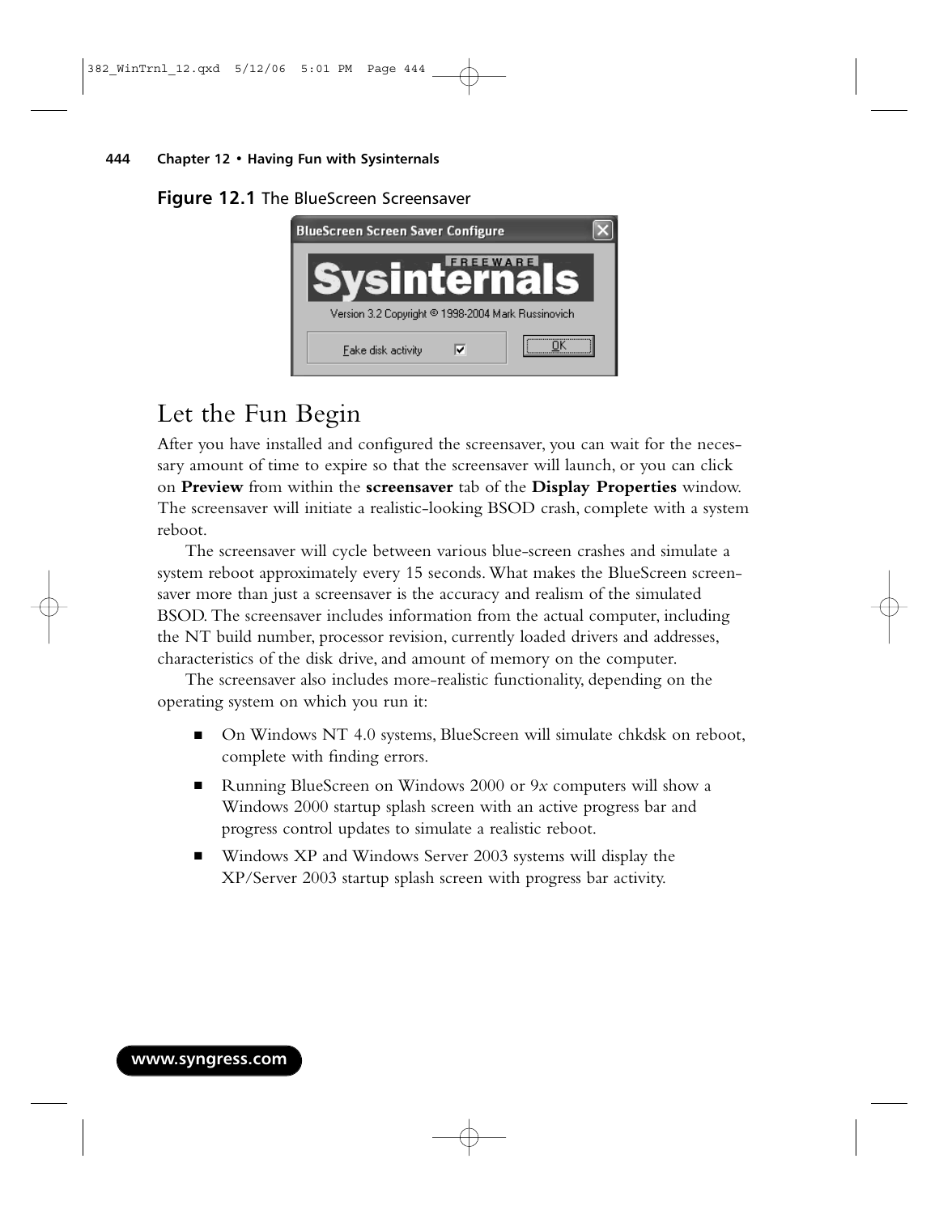**Figure 12.1** The BlueScreen Screensaver

## Let the Fun Begin

After you have installed and configured the screensaver, you can wait for the necessary amount of time to expire so that the screensaver will launch, or you can click on **Preview** from within the **screensaver** tab of the **Display Properties** window. The screensaver will initiate a realistic-looking BSOD crash, complete with a system reboot.

The screensaver will cycle between various blue-screen crashes and simulate a system reboot approximately every 15 seconds. What makes the BlueScreen screensaver more than just a screensaver is the accuracy and realism of the simulated BSOD. The screensaver includes information from the actual computer, including the NT build number, processor revision, currently loaded drivers and addresses, characteristics of the disk drive, and amount of memory on the computer.

The screensaver also includes more-realistic functionality, depending on the operating system on which you run it:

- On Windows NT 4.0 systems, BlueScreen will simulate chkdsk on reboot, complete with finding errors.
- Running BlueScreen on Windows 2000 or 9*x* computers will show a Windows 2000 startup splash screen with an active progress bar and progress control updates to simulate a realistic reboot.
- Windows XP and Windows Server 2003 systems will display the XP/Server 2003 startup splash screen with progress bar activity.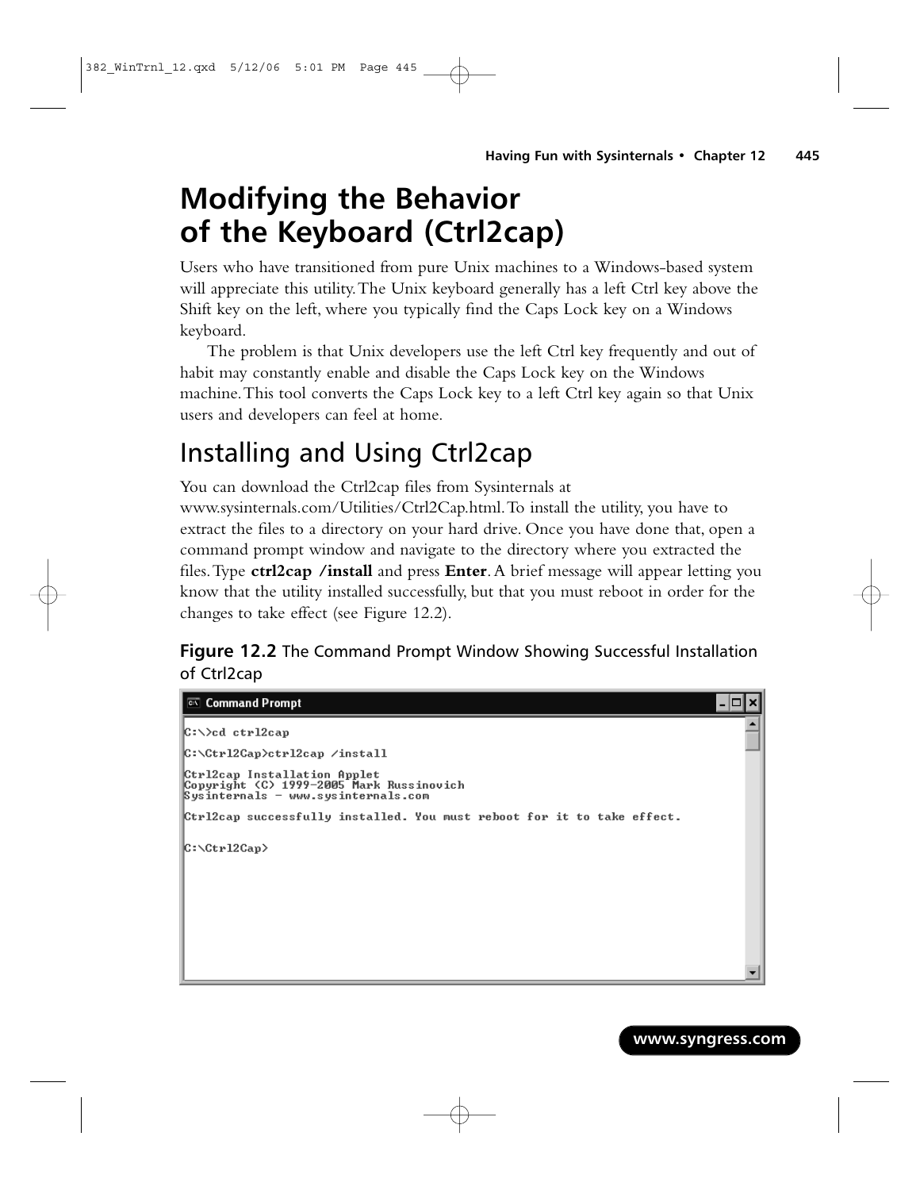# Modifying the Behavior of the Keyboard (Ctrl2cap)

Users who have transitioned from pure Unix machines to a Windows-based system will appreciate this utility. The Unix keyboard generally has a left Ctrl key above the Shift key on the left, where you typically find the Caps Lock key on a Windows keyboard.

The problem is that Unix developers use the left Ctrl key frequently and out of habit may constantly enable and disable the Caps Lock key on the Windows machine. This tool converts the Caps Lock key to a left Ctrl key again so that Unix users and developers can feel at home.

## Installing and Using Ctrl2cap

You can download the Ctrl2cap files from Sysinternals at www.sysinternals.com/Utilities/Ctrl2Cap.html. To install the utility, you have to extract the files to a directory on your hard drive. Once you have done that, open a command prompt window and navigate to the directory where you extracted the files. Type **ctrl2cap /install** and press **Enter**. A brief message will appear letting you know that the utility installed successfully, but that you must reboot in order for the changes to take effect (see Figure 12.2).

**Figure 12.2** The Command Prompt Window Showing Successful Installation of Ctrl2cap

```
C:\>cd ctrl2cap

C:\Ctrl2Cap>ctrl2cap /install

Ctrl2cap Installation Applet
Copyright (C) 1999-2005 Mark Russinovich
Sysinternals - www.sysinternals.com

Ctrl2cap successfully installed. You must reboot for it to take effect.


C:\Ctrl2Cap>
```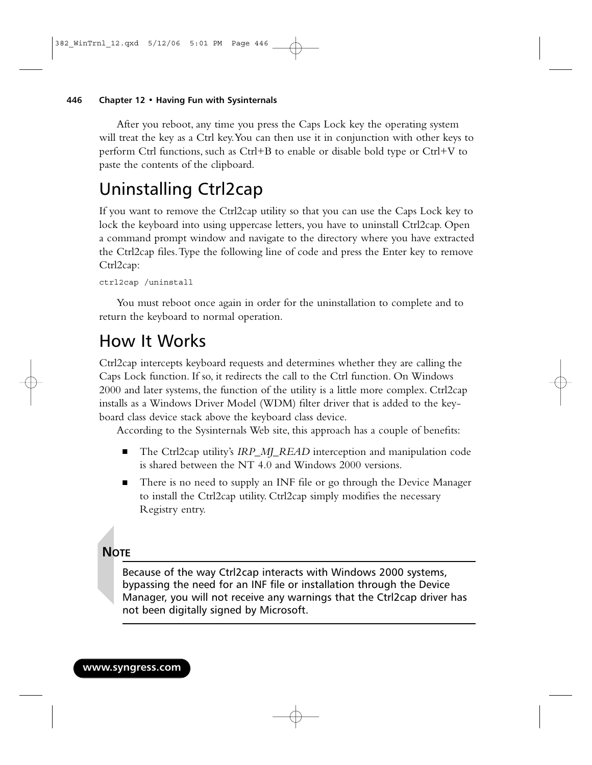After you reboot, any time you press the Caps Lock key the operating system will treat the key as a Ctrl key. You can then use it in conjunction with other keys to perform Ctrl functions, such as Ctrl+B to enable or disable bold type or Ctrl+V to paste the contents of the clipboard.

# Uninstalling Ctrl2cap

If you want to remove the Ctrl2cap utility so that you can use the Caps Lock key to lock the keyboard into using uppercase letters, you have to uninstall Ctrl2cap. Open a command prompt window and navigate to the directory where you have extracted the Ctrl2cap files. Type the following line of code and press the Enter key to remove Ctrl2cap:

```
ctrl2cap /uninstall
```

You must reboot once again in order for the uninstallation to complete and to return the keyboard to normal operation.

# How It Works

Ctrl2cap intercepts keyboard requests and determines whether they are calling the Caps Lock function. If so, it redirects the call to the Ctrl function. On Windows 2000 and later systems, the function of the utility is a little more complex. Ctrl2cap installs as a Windows Driver Model (WDM) filter driver that is added to the keyboard class device stack above the keyboard class device.

According to the Sysinternals Web site, this approach has a couple of benefits:

- The Ctrl2cap utility's *IRP_MJ_READ* interception and manipulation code is shared between the NT 4.0 and Windows 2000 versions.
- There is no need to supply an INF file or go through the Device Manager to install the Ctrl2cap utility. Ctrl2cap simply modifies the necessary Registry entry.

**NOTE**

Because of the way Ctrl2cap interacts with Windows 2000 systems, bypassing the need for an INF file or installation through the Device Manager, you will not receive any warnings that the Ctrl2cap driver has not been digitally signed by Microsoft.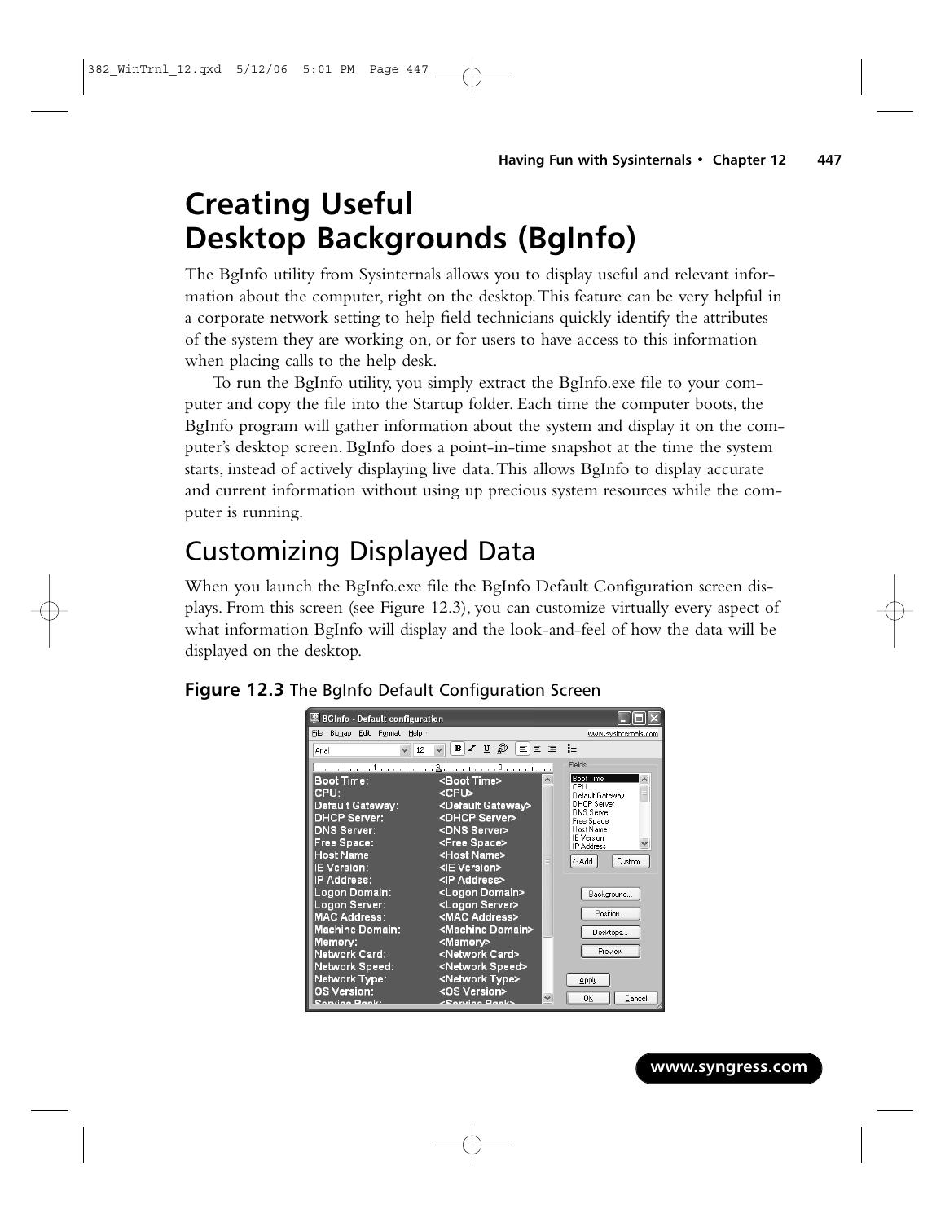# Creating Useful Desktop Backgrounds (BgInfo)

The BgInfo utility from Sysinternals allows you to display useful and relevant information about the computer, right on the desktop. This feature can be very helpful in a corporate network setting to help field technicians quickly identify the attributes of the system they are working on, or for users to have access to this information when placing calls to the help desk.

To run the BgInfo utility, you simply extract the BgInfo.exe file to your computer and copy the file into the Startup folder. Each time the computer boots, the BgInfo program will gather information about the system and display it on the computer's desktop screen. BgInfo does a point-in-time snapshot at the time the system starts, instead of actively displaying live data. This allows BgInfo to display accurate and current information without using up precious system resources while the computer is running.

## Customizing Displayed Data

When you launch the BgInfo.exe file the BgInfo Default Configuration screen displays. From this screen (see Figure 12.3), you can customize virtually every aspect of what information BgInfo will display and the look-and-feel of how the data will be displayed on the desktop.

**Figure 12.3** The BgInfo Default Configuration Screen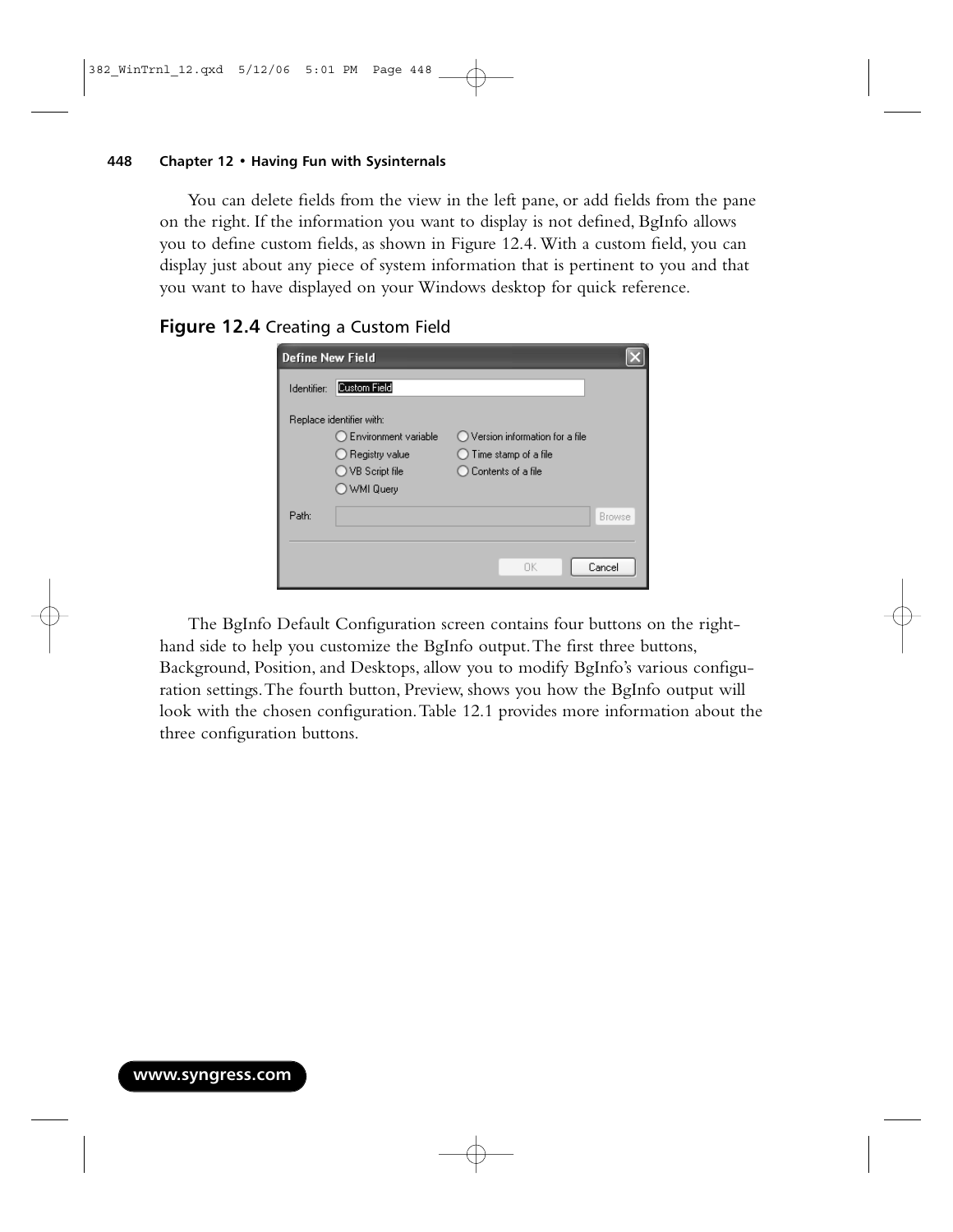You can delete fields from the view in the left pane, or add fields from the pane on the right. If the information you want to display is not defined, BgInfo allows you to define custom fields, as shown in Figure 12.4. With a custom field, you can display just about any piece of system information that is pertinent to you and that you want to have displayed on your Windows desktop for quick reference.

**Figure 12.4** Creating a Custom Field

The BgInfo Default Configuration screen contains four buttons on the right-hand side to help you customize the BgInfo output. The first three buttons, Background, Position, and Desktops, allow you to modify BgInfo's various configuration settings. The fourth button, Preview, shows you how the BgInfo output will look with the chosen configuration. Table 12.1 provides more information about the three configuration buttons.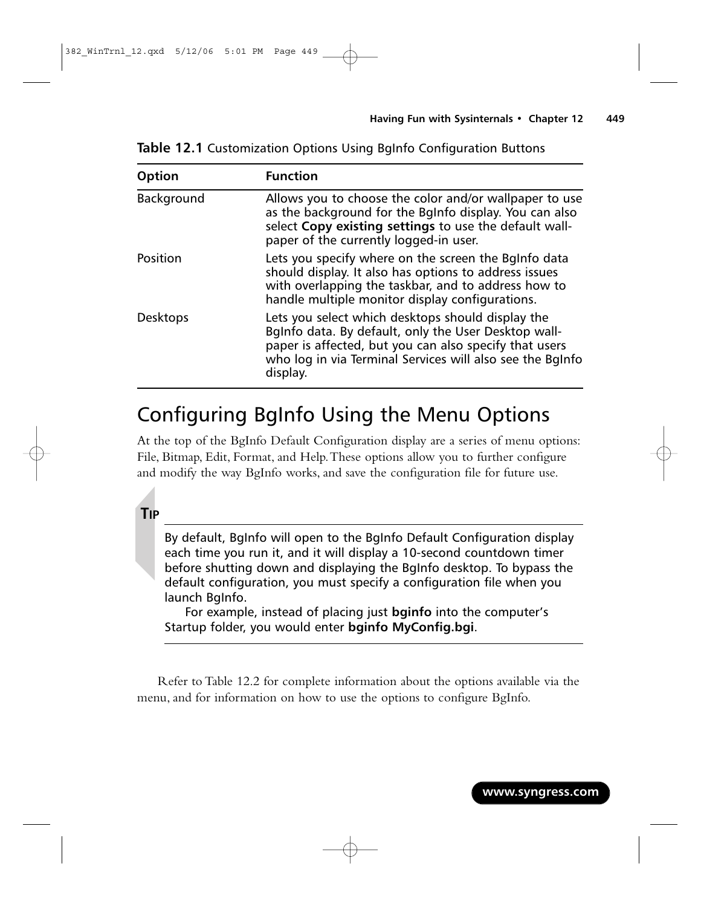**Table 12.1** Customization Options Using BgInfo Configuration Buttons

| Option | Function |
|---|---|
| Background | Allows you to choose the color and/or wallpaper to use as the background for the BgInfo display. You can also select **Copy existing settings** to use the default wallpaper of the currently logged-in user. |
| Position | Lets you specify where on the screen the BgInfo data should display. It also has options to address issues with overlapping the taskbar, and to address how to handle multiple monitor display configurations. |
| Desktops | Lets you select which desktops should display the BgInfo data. By default, only the User Desktop wallpaper is affected, but you can also specify that users who log in via Terminal Services will also see the BgInfo display. |

# Configuring BgInfo Using the Menu Options

At the top of the BgInfo Default Configuration display are a series of menu options: File, Bitmap, Edit, Format, and Help. These options allow you to further configure and modify the way BgInfo works, and save the configuration file for future use.

**TIP**

By default, BgInfo will open to the BgInfo Default Configuration display each time you run it, and it will display a 10-second countdown timer before shutting down and displaying the BgInfo desktop. To bypass the default configuration, you must specify a configuration file when you launch BgInfo.

For example, instead of placing just **bginfo** into the computer's Startup folder, you would enter **bginfo MyConfig.bgi**.

Refer to Table 12.2 for complete information about the options available via the menu, and for information on how to use the options to configure BgInfo.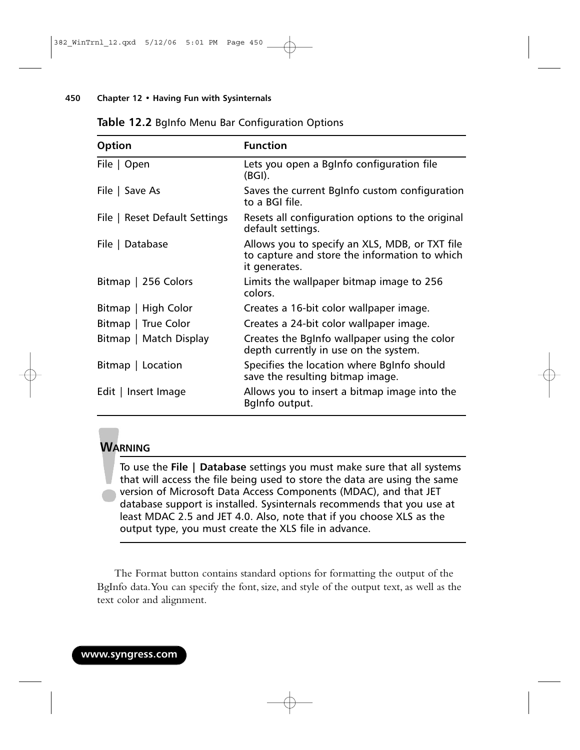**Table 12.2** BgInfo Menu Bar Configuration Options

| Option | Function |
|---|---|
| File \| Open | Lets you open a BgInfo configuration file (BGI). |
| File \| Save As | Saves the current BgInfo custom configuration to a BGI file. |
| File \| Reset Default Settings | Resets all configuration options to the original default settings. |
| File \| Database | Allows you to specify an XLS, MDB, or TXT file to capture and store the information to which it generates. |
| Bitmap \| 256 Colors | Limits the wallpaper bitmap image to 256 colors. |
| Bitmap \| High Color | Creates a 16-bit color wallpaper image. |
| Bitmap \| True Color | Creates a 24-bit color wallpaper image. |
| Bitmap \| Match Display | Creates the BgInfo wallpaper using the color depth currently in use on the system. |
| Bitmap \| Location | Specifies the location where BgInfo should save the resulting bitmap image. |
| Edit \| Insert Image | Allows you to insert a bitmap image into the BgInfo output. |

**WARNING**

To use the **File | Database** settings you must make sure that all systems that will access the file being used to store the data are using the same version of Microsoft Data Access Components (MDAC), and that JET database support is installed. Sysinternals recommends that you use at least MDAC 2.5 and JET 4.0. Also, note that if you choose XLS as the output type, you must create the XLS file in advance.

The Format button contains standard options for formatting the output of the BgInfo data. You can specify the font, size, and style of the output text, as well as the text color and alignment.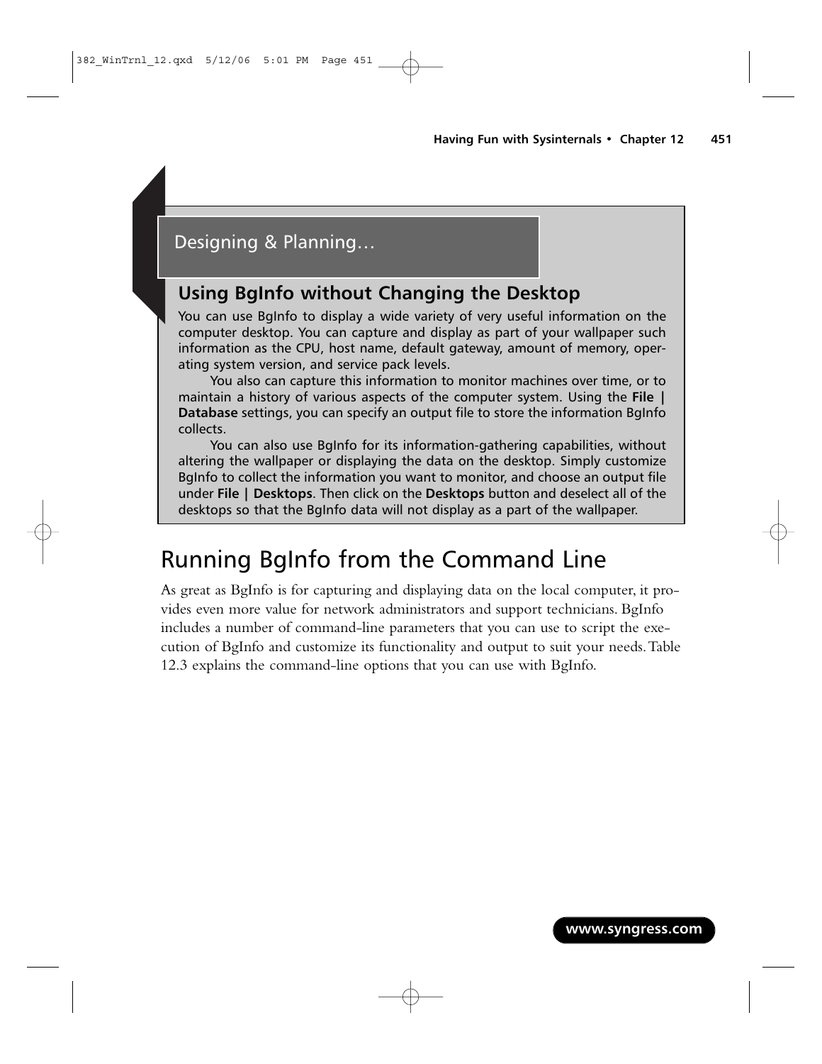Designing & Planning…

### Using BgInfo without Changing the Desktop

You can use BgInfo to display a wide variety of very useful information on the computer desktop. You can capture and display as part of your wallpaper such information as the CPU, host name, default gateway, amount of memory, operating system version, and service pack levels.

You also can capture this information to monitor machines over time, or to maintain a history of various aspects of the computer system. Using the **File | Database** settings, you can specify an output file to store the information BgInfo collects.

You can also use BgInfo for its information-gathering capabilities, without altering the wallpaper or displaying the data on the desktop. Simply customize BgInfo to collect the information you want to monitor, and choose an output file under **File | Desktops**. Then click on the **Desktops** button and deselect all of the desktops so that the BgInfo data will not display as a part of the wallpaper.

## Running BgInfo from the Command Line

As great as BgInfo is for capturing and displaying data on the local computer, it provides even more value for network administrators and support technicians. BgInfo includes a number of command-line parameters that you can use to script the execution of BgInfo and customize its functionality and output to suit your needs. Table 12.3 explains the command-line options that you can use with BgInfo.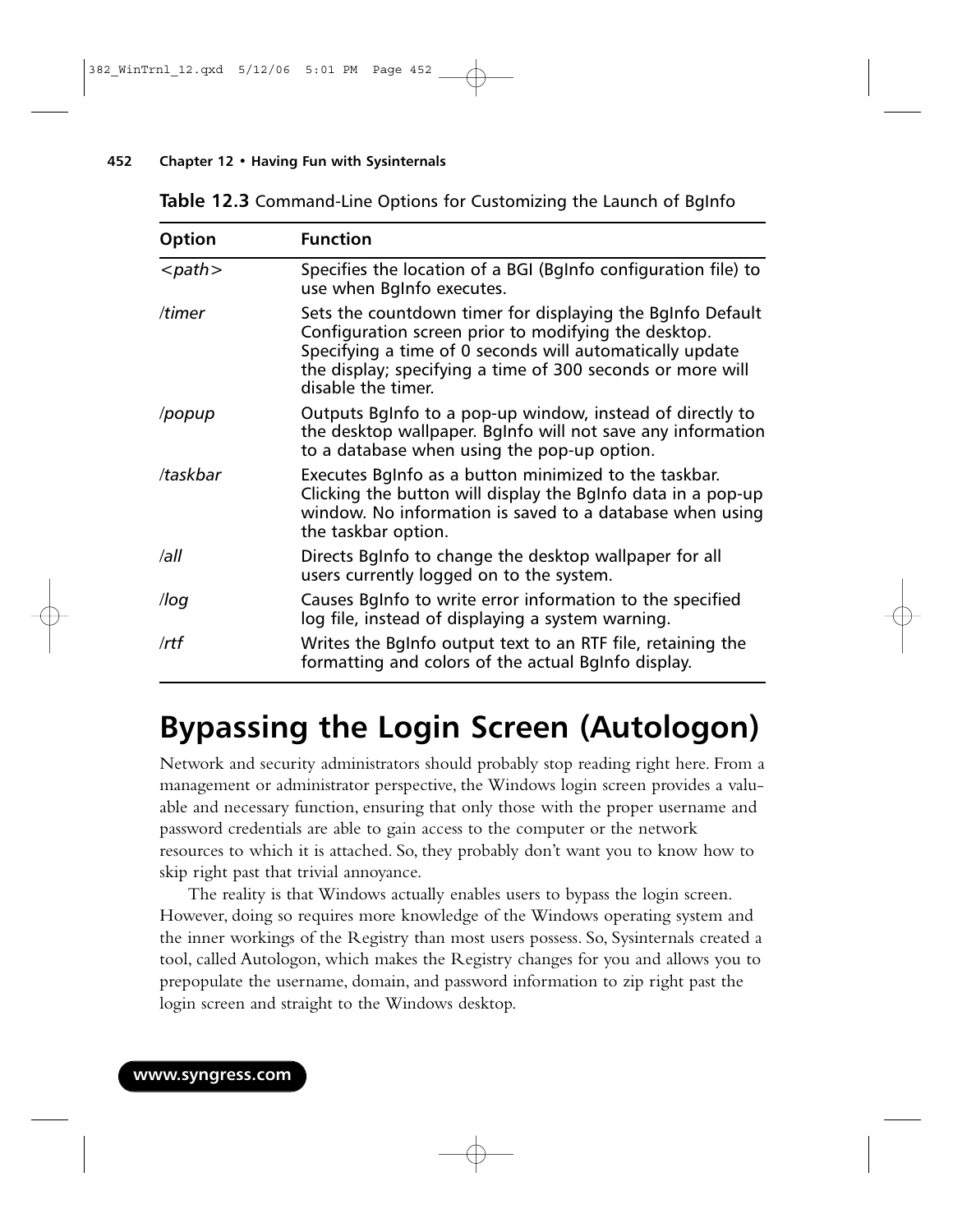**Table 12.3** Command-Line Options for Customizing the Launch of BgInfo

| Option | Function |
| --- | --- |
| *<path>* | Specifies the location of a BGI (BgInfo configuration file) to use when BgInfo executes. |
| */timer* | Sets the countdown timer for displaying the BgInfo Default Configuration screen prior to modifying the desktop. Specifying a time of 0 seconds will automatically update the display; specifying a time of 300 seconds or more will disable the timer. |
| */popup* | Outputs BgInfo to a pop-up window, instead of directly to the desktop wallpaper. BgInfo will not save any information to a database when using the pop-up option. |
| */taskbar* | Executes BgInfo as a button minimized to the taskbar. Clicking the button will display the BgInfo data in a pop-up window. No information is saved to a database when using the taskbar option. |
| */all* | Directs BgInfo to change the desktop wallpaper for all users currently logged on to the system. |
| */log* | Causes BgInfo to write error information to the specified log file, instead of displaying a system warning. |
| */rtf* | Writes the BgInfo output text to an RTF file, retaining the formatting and colors of the actual BgInfo display. |

# Bypassing the Login Screen (Autologon)

Network and security administrators should probably stop reading right here. From a management or administrator perspective, the Windows login screen provides a valuable and necessary function, ensuring that only those with the proper username and password credentials are able to gain access to the computer or the network resources to which it is attached. So, they probably don't want you to know how to skip right past that trivial annoyance.

The reality is that Windows actually enables users to bypass the login screen. However, doing so requires more knowledge of the Windows operating system and the inner workings of the Registry than most users possess. So, Sysinternals created a tool, called Autologon, which makes the Registry changes for you and allows you to prepopulate the username, domain, and password information to zip right past the login screen and straight to the Windows desktop.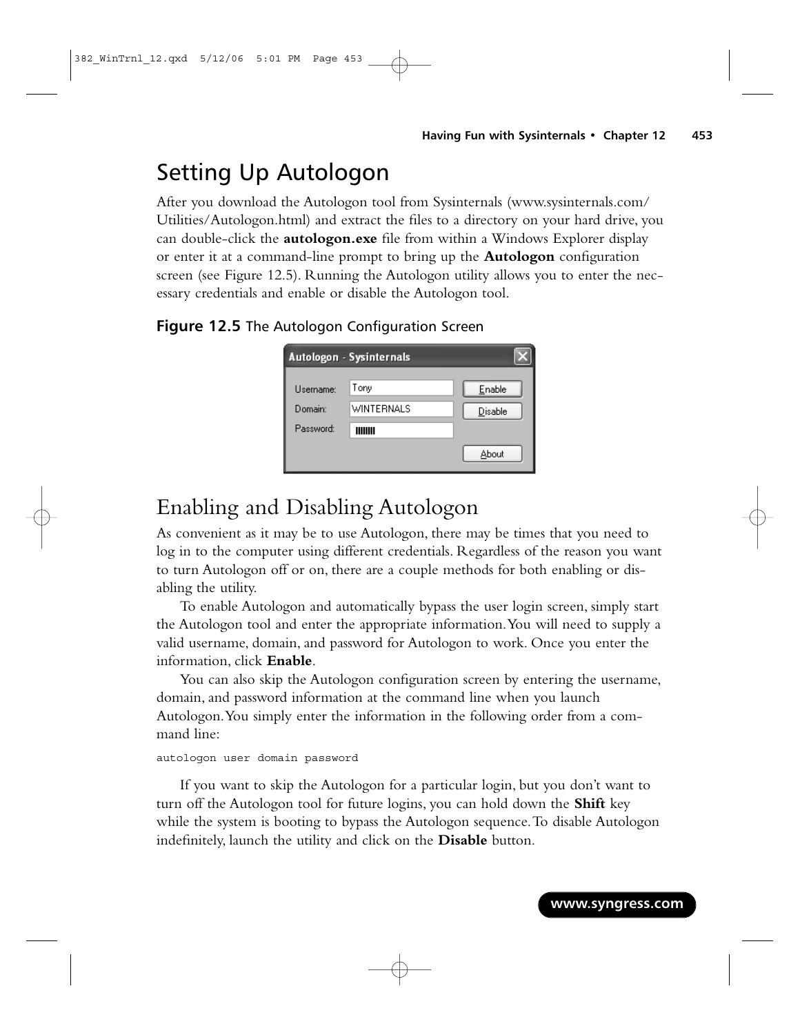# Setting Up Autologon

After you download the Autologon tool from Sysinternals (www.sysinternals.com/Utilities/Autologon.html) and extract the files to a directory on your hard drive, you can double-click the **autologon.exe** file from within a Windows Explorer display or enter it at a command-line prompt to bring up the **Autologon** configuration screen (see Figure 12.5). Running the Autologon utility allows you to enter the necessary credentials and enable or disable the Autologon tool.

**Figure 12.5** The Autologon Configuration Screen

# Enabling and Disabling Autologon

As convenient as it may be to use Autologon, there may be times that you need to log in to the computer using different credentials. Regardless of the reason you want to turn Autologon off or on, there are a couple methods for both enabling or disabling the utility.

To enable Autologon and automatically bypass the user login screen, simply start the Autologon tool and enter the appropriate information. You will need to supply a valid username, domain, and password for Autologon to work. Once you enter the information, click **Enable**.

You can also skip the Autologon configuration screen by entering the username, domain, and password information at the command line when you launch Autologon. You simply enter the information in the following order from a command line:

```
autologon user domain password
```

If you want to skip the Autologon for a particular login, but you don't want to turn off the Autologon tool for future logins, you can hold down the **Shift** key while the system is booting to bypass the Autologon sequence. To disable Autologon indefinitely, launch the utility and click on the **Disable** button.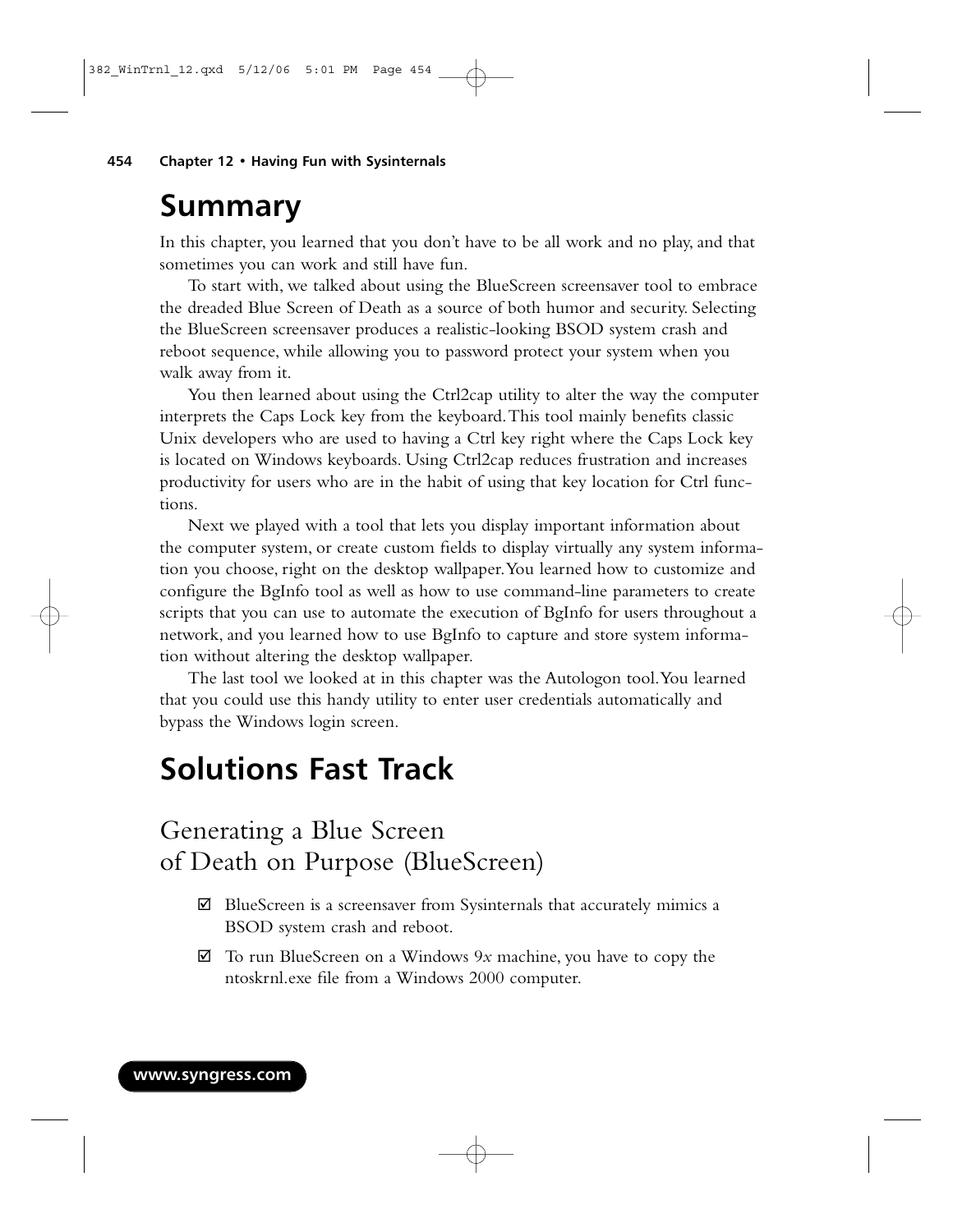## Summary

In this chapter, you learned that you don't have to be all work and no play, and that sometimes you can work and still have fun.

To start with, we talked about using the BlueScreen screensaver tool to embrace the dreaded Blue Screen of Death as a source of both humor and security. Selecting the BlueScreen screensaver produces a realistic-looking BSOD system crash and reboot sequence, while allowing you to password protect your system when you walk away from it.

You then learned about using the Ctrl2cap utility to alter the way the computer interprets the Caps Lock key from the keyboard. This tool mainly benefits classic Unix developers who are used to having a Ctrl key right where the Caps Lock key is located on Windows keyboards. Using Ctrl2cap reduces frustration and increases productivity for users who are in the habit of using that key location for Ctrl functions.

Next we played with a tool that lets you display important information about the computer system, or create custom fields to display virtually any system information you choose, right on the desktop wallpaper. You learned how to customize and configure the BgInfo tool as well as how to use command-line parameters to create scripts that you can use to automate the execution of BgInfo for users throughout a network, and you learned how to use BgInfo to capture and store system information without altering the desktop wallpaper.

The last tool we looked at in this chapter was the Autologon tool. You learned that you could use this handy utility to enter user credentials automatically and bypass the Windows login screen.

## Solutions Fast Track

### Generating a Blue Screen of Death on Purpose (BlueScreen)

- ☑ BlueScreen is a screensaver from Sysinternals that accurately mimics a BSOD system crash and reboot.
- ☑ To run BlueScreen on a Windows 9*x* machine, you have to copy the ntoskrnl.exe file from a Windows 2000 computer.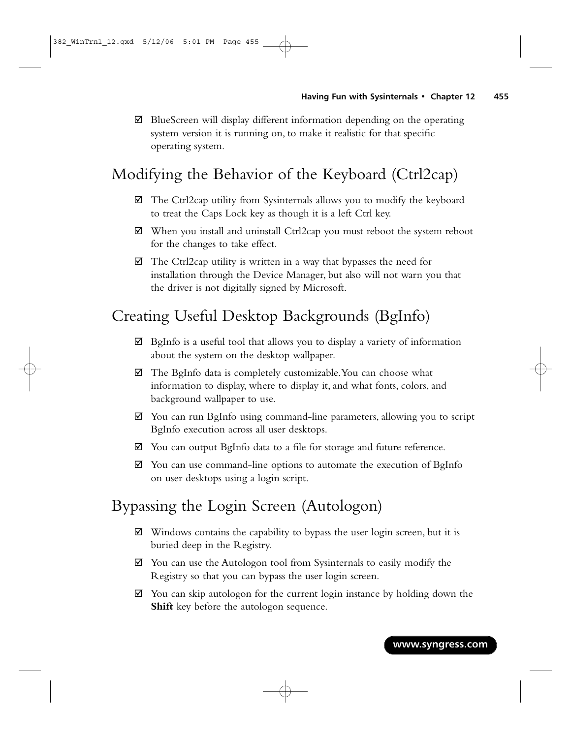☑ BlueScreen will display different information depending on the operating system version it is running on, to make it realistic for that specific operating system.

## Modifying the Behavior of the Keyboard (Ctrl2cap)

☑ The Ctrl2cap utility from Sysinternals allows you to modify the keyboard to treat the Caps Lock key as though it is a left Ctrl key.

☑ When you install and uninstall Ctrl2cap you must reboot the system reboot for the changes to take effect.

☑ The Ctrl2cap utility is written in a way that bypasses the need for installation through the Device Manager, but also will not warn you that the driver is not digitally signed by Microsoft.

## Creating Useful Desktop Backgrounds (BgInfo)

☑ BgInfo is a useful tool that allows you to display a variety of information about the system on the desktop wallpaper.

☑ The BgInfo data is completely customizable. You can choose what information to display, where to display it, and what fonts, colors, and background wallpaper to use.

☑ You can run BgInfo using command-line parameters, allowing you to script BgInfo execution across all user desktops.

☑ You can output BgInfo data to a file for storage and future reference.

☑ You can use command-line options to automate the execution of BgInfo on user desktops using a login script.

## Bypassing the Login Screen (Autologon)

☑ Windows contains the capability to bypass the user login screen, but it is buried deep in the Registry.

☑ You can use the Autologon tool from Sysinternals to easily modify the Registry so that you can bypass the user login screen.

☑ You can skip autologon for the current login instance by holding down the **Shift** key before the autologon sequence.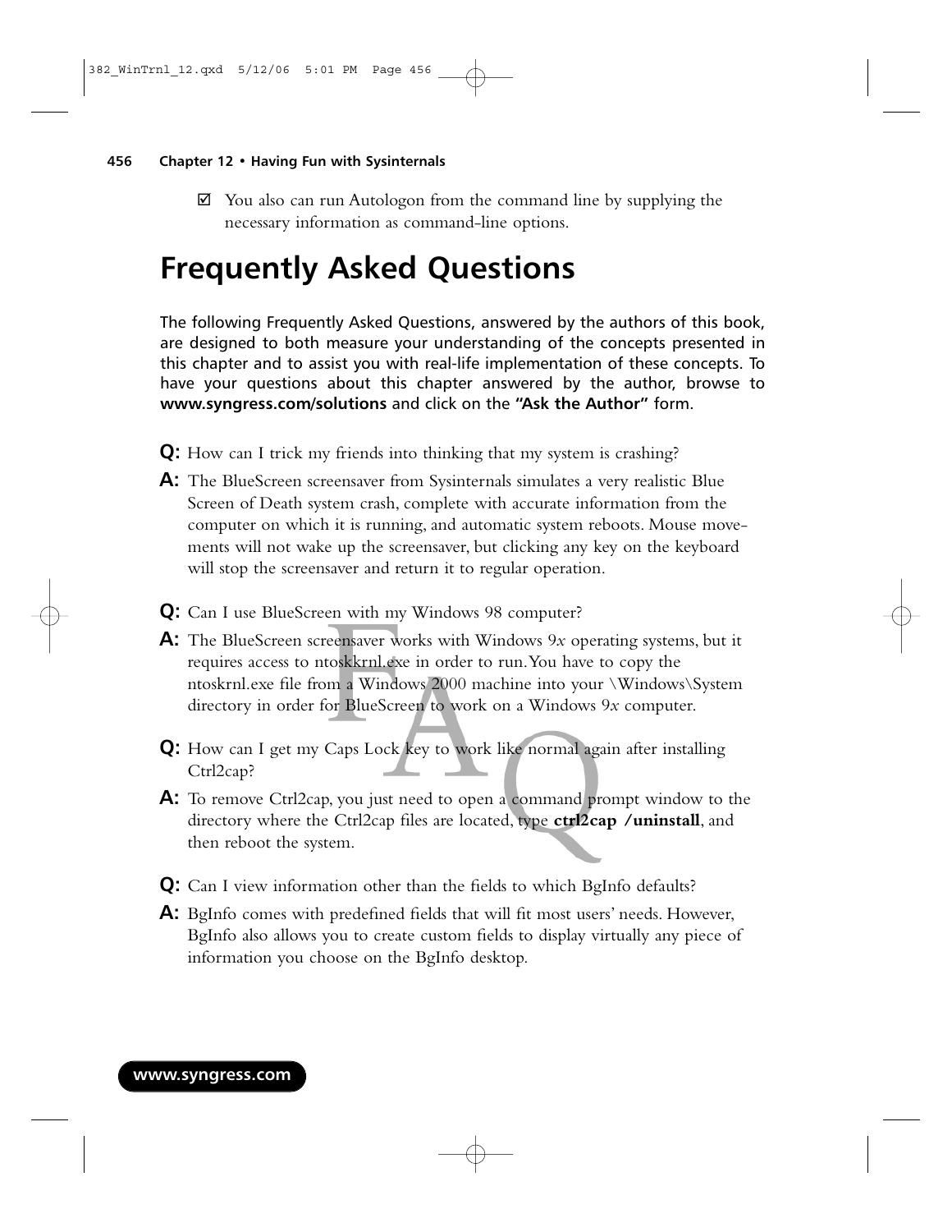- ☑ You also can run Autologon from the command line by supplying the necessary information as command-line options.

# Frequently Asked Questions

The following Frequently Asked Questions, answered by the authors of this book, are designed to both measure your understanding of the concepts presented in this chapter and to assist you with real-life implementation of these concepts. To have your questions about this chapter answered by the author, browse to **www.syngress.com/solutions** and click on the **"Ask the Author"** form.

**Q:** How can I trick my friends into thinking that my system is crashing?

**A:** The BlueScreen screensaver from Sysinternals simulates a very realistic Blue Screen of Death system crash, complete with accurate information from the computer on which it is running, and automatic system reboots. Mouse movements will not wake up the screensaver, but clicking any key on the keyboard will stop the screensaver and return it to regular operation.

**Q:** Can I use BlueScreen with my Windows 98 computer?

**A:** The BlueScreen screensaver works with Windows 9*x* operating systems, but it requires access to ntoskkrnl.exe in order to run. You have to copy the ntoskrnl.exe file from a Windows 2000 machine into your \Windows\System directory in order for BlueScreen to work on a Windows 9*x* computer.

**Q:** How can I get my Caps Lock key to work like normal again after installing Ctrl2cap?

**A:** To remove Ctrl2cap, you just need to open a command prompt window to the directory where the Ctrl2cap files are located, type **ctrl2cap /uninstall**, and then reboot the system.

**Q:** Can I view information other than the fields to which BgInfo defaults?

**A:** BgInfo comes with predefined fields that will fit most users' needs. However, BgInfo also allows you to create custom fields to display virtually any piece of information you choose on the BgInfo desktop.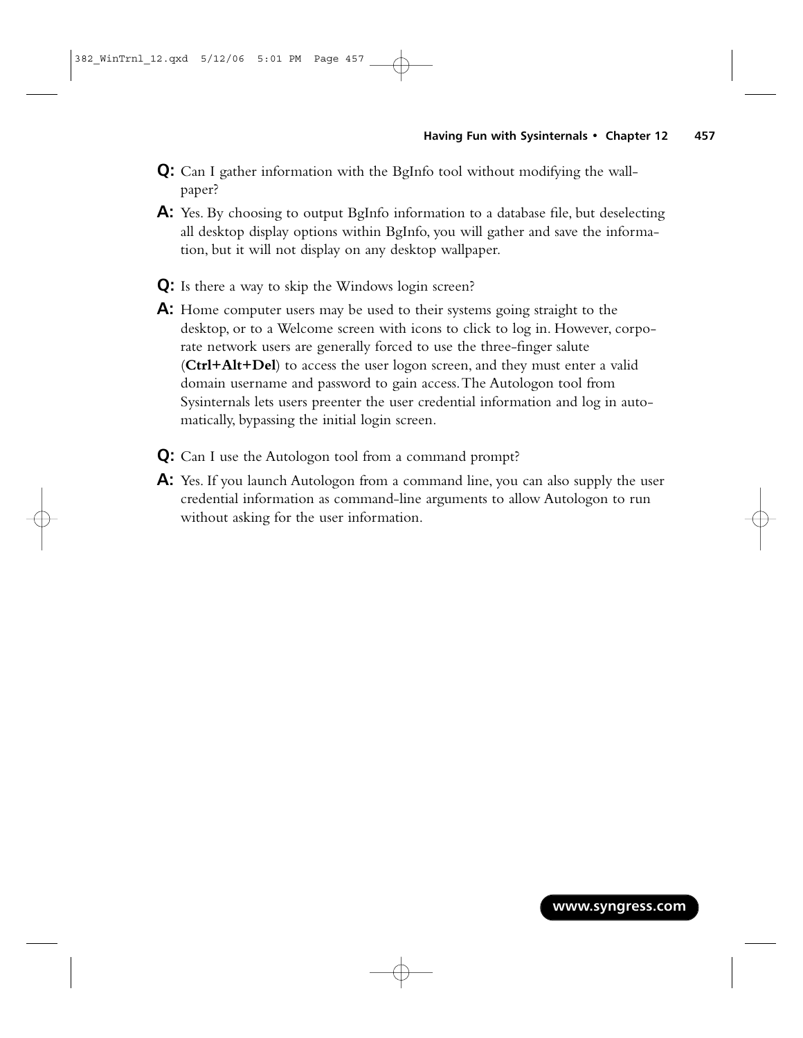**Q:** Can I gather information with the BgInfo tool without modifying the wallpaper?

**A:** Yes. By choosing to output BgInfo information to a database file, but deselecting all desktop display options within BgInfo, you will gather and save the information, but it will not display on any desktop wallpaper.

**Q:** Is there a way to skip the Windows login screen?

**A:** Home computer users may be used to their systems going straight to the desktop, or to a Welcome screen with icons to click to log in. However, corporate network users are generally forced to use the three-finger salute (**Ctrl+Alt+Del**) to access the user logon screen, and they must enter a valid domain username and password to gain access. The Autologon tool from Sysinternals lets users preenter the user credential information and log in automatically, bypassing the initial login screen.

**Q:** Can I use the Autologon tool from a command prompt?

**A:** Yes. If you launch Autologon from a command line, you can also supply the user credential information as command-line arguments to allow Autologon to run without asking for the user information.